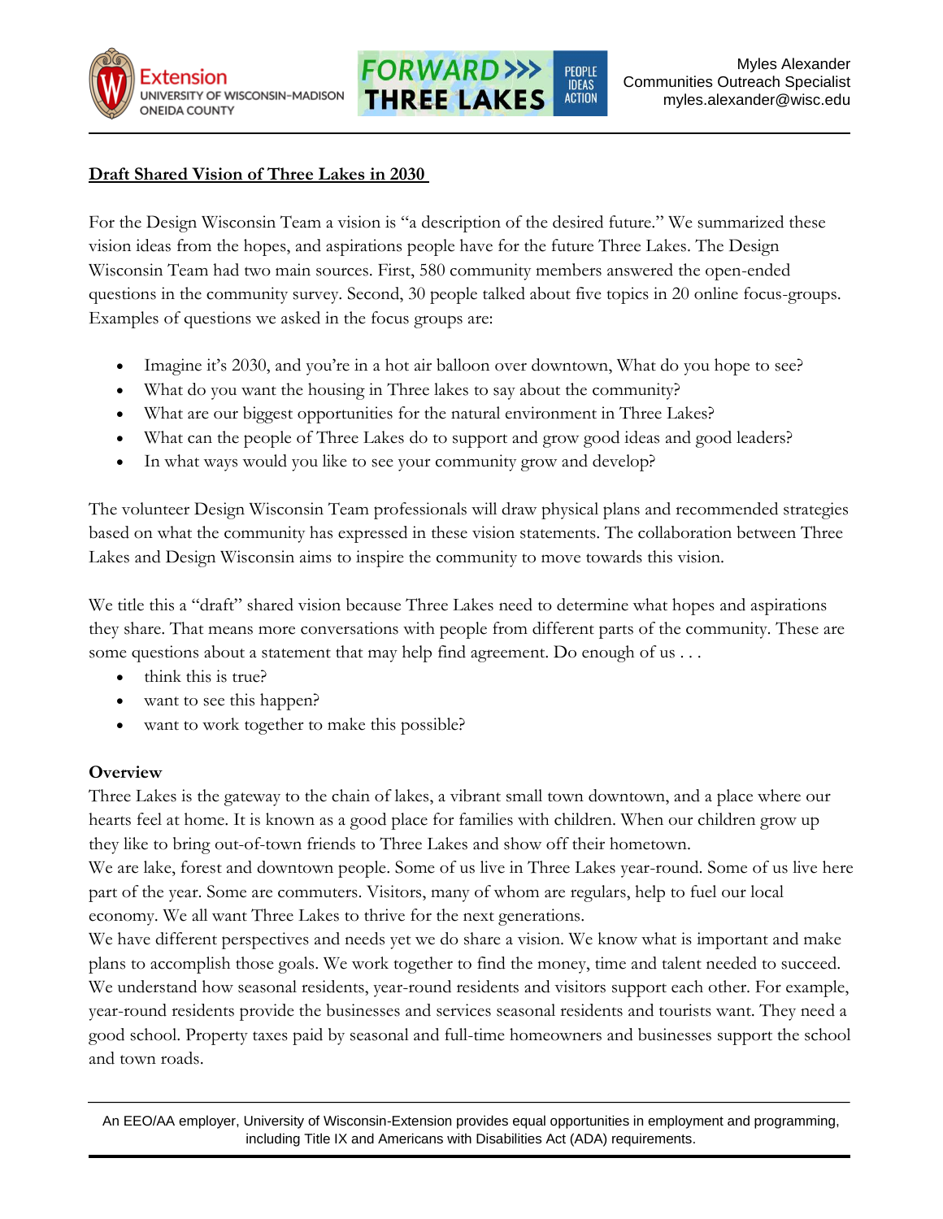Myles Alexander
Communities Outreach Specialist
myles.alexander@wisc.edu

**Draft Shared Vision of Three Lakes in 2030**

For the Design Wisconsin Team a vision is "a description of the desired future." We summarized these vision ideas from the hopes, and aspirations people have for the future Three Lakes. The Design Wisconsin Team had two main sources. First, 580 community members answered the open-ended questions in the community survey. Second, 30 people talked about five topics in 20 online focus-groups. Examples of questions we asked in the focus groups are:

- Imagine it's 2030, and you're in a hot air balloon over downtown, What do you hope to see?
- What do you want the housing in Three lakes to say about the community?
- What are our biggest opportunities for the natural environment in Three Lakes?
- What can the people of Three Lakes do to support and grow good ideas and good leaders?
- In what ways would you like to see your community grow and develop?

The volunteer Design Wisconsin Team professionals will draw physical plans and recommended strategies based on what the community has expressed in these vision statements. The collaboration between Three Lakes and Design Wisconsin aims to inspire the community to move towards this vision.

We title this a "draft" shared vision because Three Lakes need to determine what hopes and aspirations they share. That means more conversations with people from different parts of the community. These are some questions about a statement that may help find agreement. Do enough of us . . .

- think this is true?
- want to see this happen?
- want to work together to make this possible?

**Overview**

Three Lakes is the gateway to the chain of lakes, a vibrant small town downtown, and a place where our hearts feel at home. It is known as a good place for families with children. When our children grow up they like to bring out-of-town friends to Three Lakes and show off their hometown.

We are lake, forest and downtown people. Some of us live in Three Lakes year-round. Some of us live here part of the year. Some are commuters. Visitors, many of whom are regulars, help to fuel our local economy. We all want Three Lakes to thrive for the next generations.

We have different perspectives and needs yet we do share a vision. We know what is important and make plans to accomplish those goals. We work together to find the money, time and talent needed to succeed. We understand how seasonal residents, year-round residents and visitors support each other. For example, year-round residents provide the businesses and services seasonal residents and tourists want. They need a good school. Property taxes paid by seasonal and full-time homeowners and businesses support the school and town roads.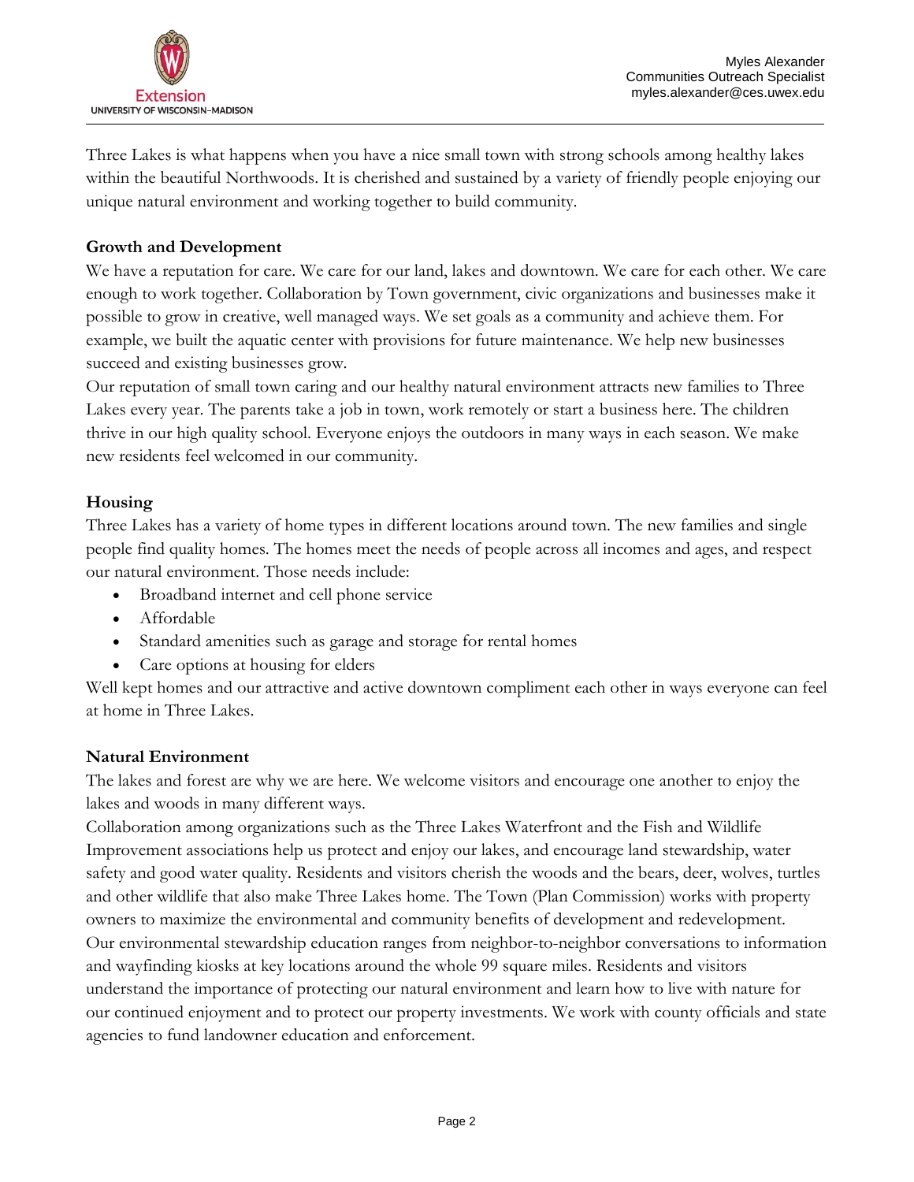Three Lakes is what happens when you have a nice small town with strong schools among healthy lakes within the beautiful Northwoods. It is cherished and sustained by a variety of friendly people enjoying our unique natural environment and working together to build community.

**Growth and Development**

We have a reputation for care. We care for our land, lakes and downtown. We care for each other. We care enough to work together. Collaboration by Town government, civic organizations and businesses make it possible to grow in creative, well managed ways. We set goals as a community and achieve them. For example, we built the aquatic center with provisions for future maintenance. We help new businesses succeed and existing businesses grow.

Our reputation of small town caring and our healthy natural environment attracts new families to Three Lakes every year. The parents take a job in town, work remotely or start a business here. The children thrive in our high quality school. Everyone enjoys the outdoors in many ways in each season. We make new residents feel welcomed in our community.

**Housing**

Three Lakes has a variety of home types in different locations around town. The new families and single people find quality homes. The homes meet the needs of people across all incomes and ages, and respect our natural environment. Those needs include:

- Broadband internet and cell phone service
- Affordable
- Standard amenities such as garage and storage for rental homes
- Care options at housing for elders

Well kept homes and our attractive and active downtown compliment each other in ways everyone can feel at home in Three Lakes.

**Natural Environment**

The lakes and forest are why we are here. We welcome visitors and encourage one another to enjoy the lakes and woods in many different ways.

Collaboration among organizations such as the Three Lakes Waterfront and the Fish and Wildlife Improvement associations help us protect and enjoy our lakes, and encourage land stewardship, water safety and good water quality. Residents and visitors cherish the woods and the bears, deer, wolves, turtles and other wildlife that also make Three Lakes home. The Town (Plan Commission) works with property owners to maximize the environmental and community benefits of development and redevelopment. Our environmental stewardship education ranges from neighbor-to-neighbor conversations to information and wayfinding kiosks at key locations around the whole 99 square miles. Residents and visitors understand the importance of protecting our natural environment and learn how to live with nature for our continued enjoyment and to protect our property investments. We work with county officials and state agencies to fund landowner education and enforcement.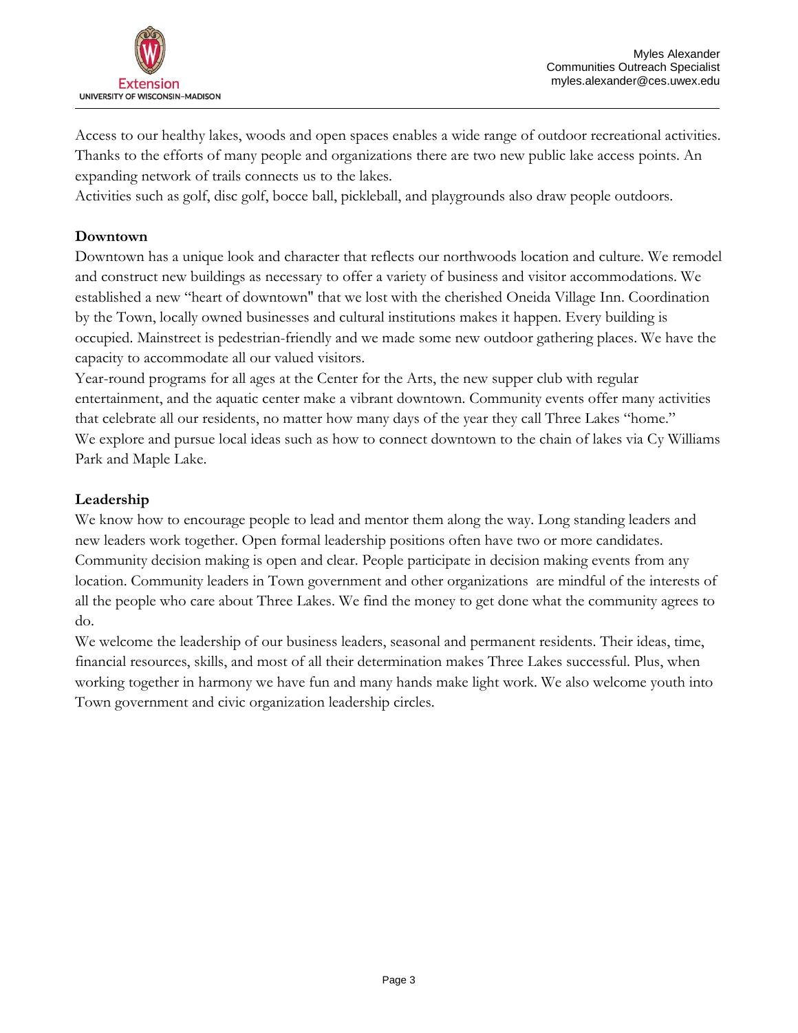Access to our healthy lakes, woods and open spaces enables a wide range of outdoor recreational activities. Thanks to the efforts of many people and organizations there are two new public lake access points. An expanding network of trails connects us to the lakes.

Activities such as golf, disc golf, bocce ball, pickleball, and playgrounds also draw people outdoors.

**Downtown**

Downtown has a unique look and character that reflects our northwoods location and culture. We remodel and construct new buildings as necessary to offer a variety of business and visitor accommodations. We established a new "heart of downtown" that we lost with the cherished Oneida Village Inn. Coordination by the Town, locally owned businesses and cultural institutions makes it happen. Every building is occupied. Mainstreet is pedestrian-friendly and we made some new outdoor gathering places. We have the capacity to accommodate all our valued visitors.

Year-round programs for all ages at the Center for the Arts, the new supper club with regular entertainment, and the aquatic center make a vibrant downtown. Community events offer many activities that celebrate all our residents, no matter how many days of the year they call Three Lakes "home."

We explore and pursue local ideas such as how to connect downtown to the chain of lakes via Cy Williams Park and Maple Lake.

**Leadership**

We know how to encourage people to lead and mentor them along the way. Long standing leaders and new leaders work together. Open formal leadership positions often have two or more candidates. Community decision making is open and clear. People participate in decision making events from any location. Community leaders in Town government and other organizations are mindful of the interests of all the people who care about Three Lakes. We find the money to get done what the community agrees to do.

We welcome the leadership of our business leaders, seasonal and permanent residents. Their ideas, time, financial resources, skills, and most of all their determination makes Three Lakes successful. Plus, when working together in harmony we have fun and many hands make light work. We also welcome youth into Town government and civic organization leadership circles.